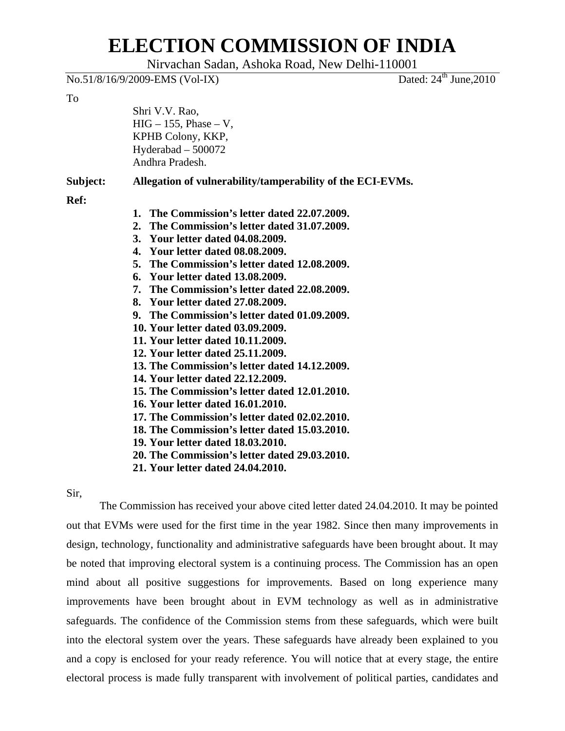# ELECTION COMMISSION OF INDIA

Nirvachan Sadan, Ashoka Road, New Delhi-110001

No.51/8/16/9/2009-EMS (Vol-IX) Dated: 24th June,2010

To

Shri V.V. Rao,
HIG – 155, Phase – V,
KPHB Colony, KKP,
Hyderabad – 500072
Andhra Pradesh.

**Subject: Allegation of vulnerability/tamperability of the ECI-EVMs.**

**Ref:**

1. **The Commission's letter dated 22.07.2009.**
2. **The Commission's letter dated 31.07.2009.**
3. **Your letter dated 04.08.2009.**
4. **Your letter dated 08.08.2009.**
5. **The Commission's letter dated 12.08.2009.**
6. **Your letter dated 13.08.2009.**
7. **The Commission's letter dated 22.08.2009.**
8. **Your letter dated 27.08.2009.**
9. **The Commission's letter dated 01.09.2009.**
10. **Your letter dated 03.09.2009.**
11. **Your letter dated 10.11.2009.**
12. **Your letter dated 25.11.2009.**
13. **The Commission's letter dated 14.12.2009.**
14. **Your letter dated 22.12.2009.**
15. **The Commission's letter dated 12.01.2010.**
16. **Your letter dated 16.01.2010.**
17. **The Commission's letter dated 02.02.2010.**
18. **The Commission's letter dated 15.03.2010.**
19. **Your letter dated 18.03.2010.**
20. **The Commission's letter dated 29.03.2010.**
21. **Your letter dated 24.04.2010.**

Sir,

The Commission has received your above cited letter dated 24.04.2010. It may be pointed out that EVMs were used for the first time in the year 1982. Since then many improvements in design, technology, functionality and administrative safeguards have been brought about. It may be noted that improving electoral system is a continuing process. The Commission has an open mind about all positive suggestions for improvements. Based on long experience many improvements have been brought about in EVM technology as well as in administrative safeguards. The confidence of the Commission stems from these safeguards, which were built into the electoral system over the years. These safeguards have already been explained to you and a copy is enclosed for your ready reference. You will notice that at every stage, the entire electoral process is made fully transparent with involvement of political parties, candidates and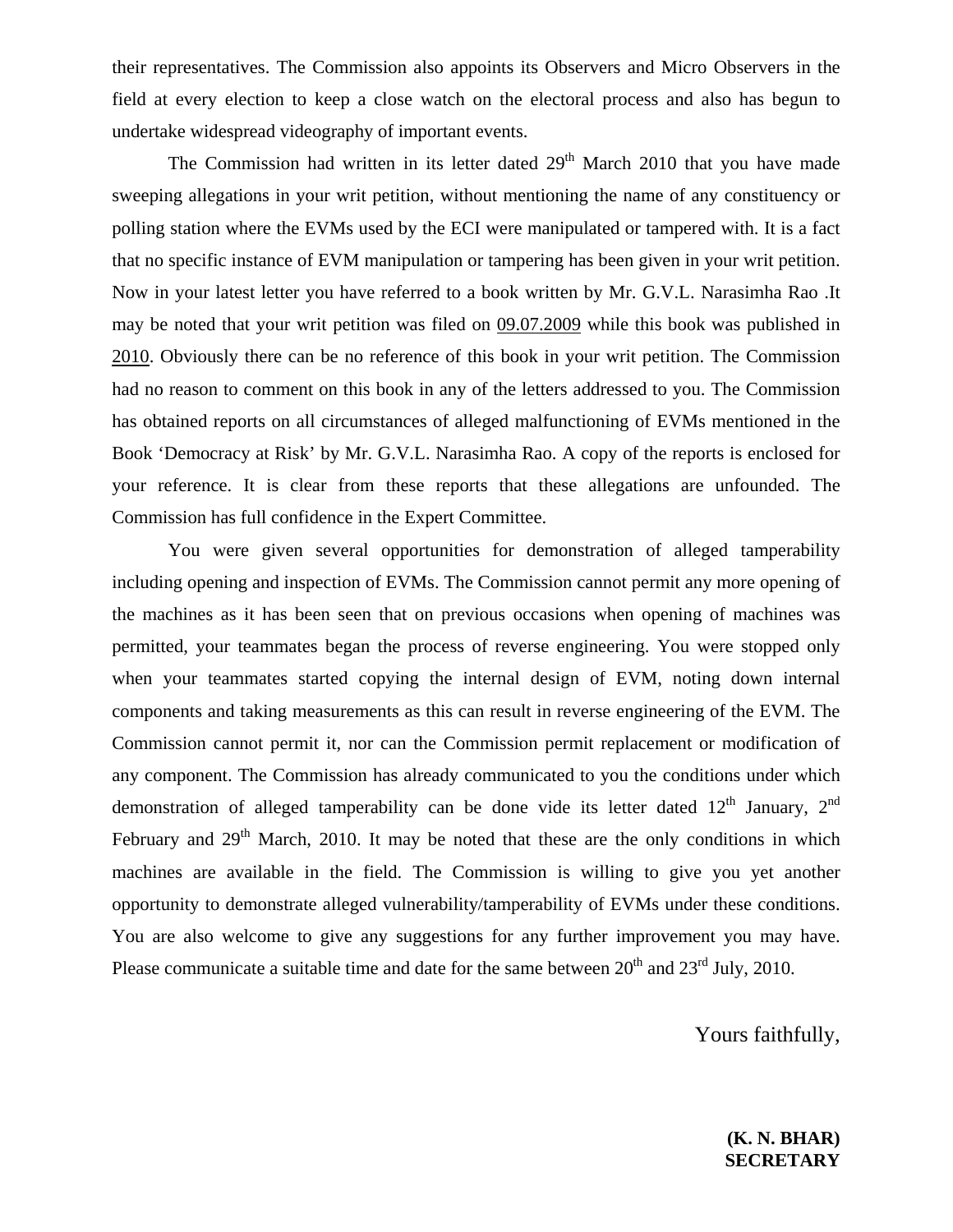their representatives. The Commission also appoints its Observers and Micro Observers in the field at every election to keep a close watch on the electoral process and also has begun to undertake widespread videography of important events.

The Commission had written in its letter dated 29th March 2010 that you have made sweeping allegations in your writ petition, without mentioning the name of any constituency or polling station where the EVMs used by the ECI were manipulated or tampered with. It is a fact that no specific instance of EVM manipulation or tampering has been given in your writ petition. Now in your latest letter you have referred to a book written by Mr. G.V.L. Narasimha Rao .It may be noted that your writ petition was filed on 09.07.2009 while this book was published in 2010. Obviously there can be no reference of this book in your writ petition. The Commission had no reason to comment on this book in any of the letters addressed to you. The Commission has obtained reports on all circumstances of alleged malfunctioning of EVMs mentioned in the Book 'Democracy at Risk' by Mr. G.V.L. Narasimha Rao. A copy of the reports is enclosed for your reference. It is clear from these reports that these allegations are unfounded. The Commission has full confidence in the Expert Committee.

You were given several opportunities for demonstration of alleged tamperability including opening and inspection of EVMs. The Commission cannot permit any more opening of the machines as it has been seen that on previous occasions when opening of machines was permitted, your teammates began the process of reverse engineering. You were stopped only when your teammates started copying the internal design of EVM, noting down internal components and taking measurements as this can result in reverse engineering of the EVM. The Commission cannot permit it, nor can the Commission permit replacement or modification of any component. The Commission has already communicated to you the conditions under which demonstration of alleged tamperability can be done vide its letter dated 12th January, 2nd February and 29th March, 2010. It may be noted that these are the only conditions in which machines are available in the field. The Commission is willing to give you yet another opportunity to demonstrate alleged vulnerability/tamperability of EVMs under these conditions. You are also welcome to give any suggestions for any further improvement you may have. Please communicate a suitable time and date for the same between 20th and 23rd July, 2010.

Yours faithfully,

**(K. N. BHAR)**
**SECRETARY**